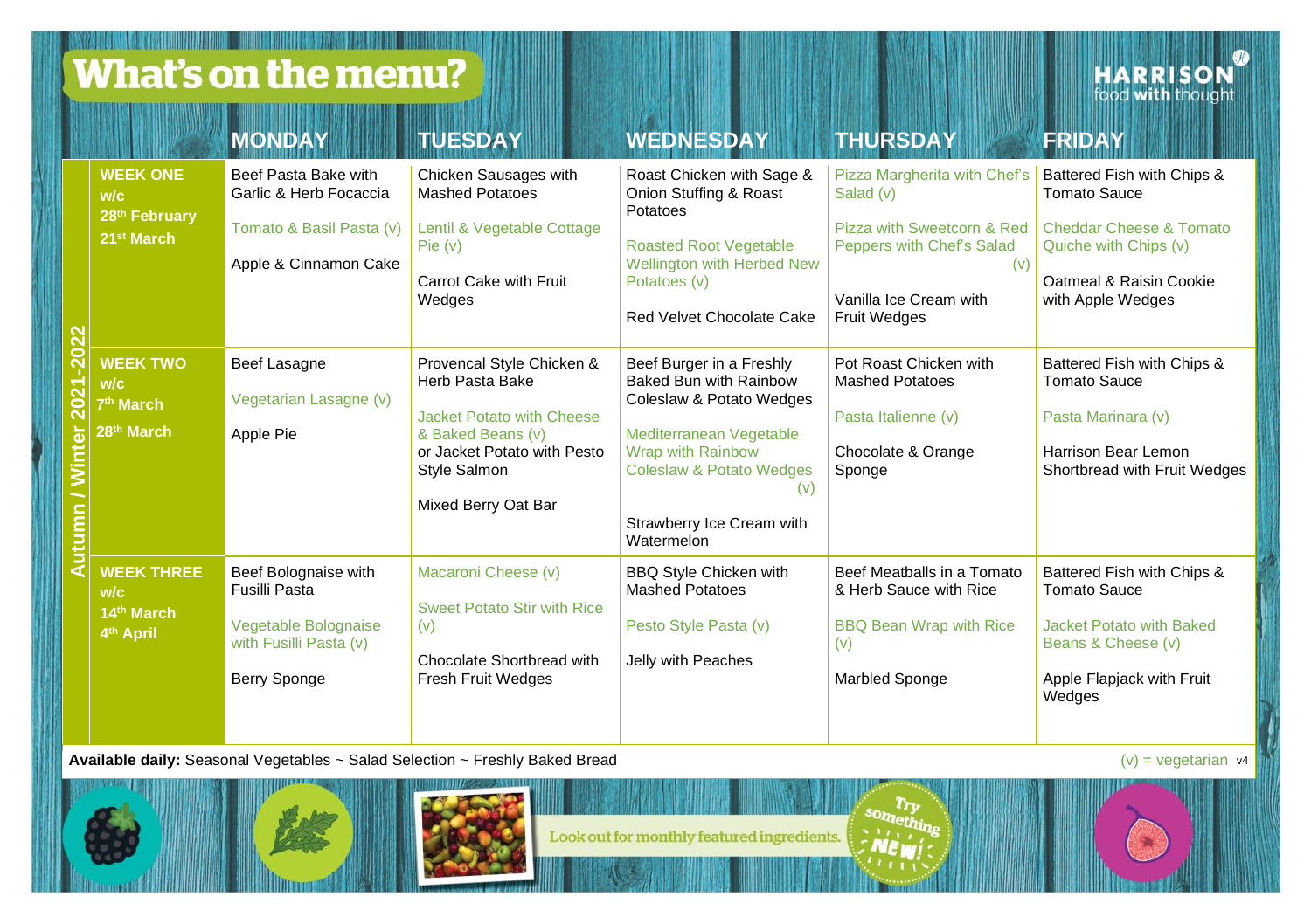# What's on the menu?

HARRISON food with thought

**Autumn / Winter 2021-2022**

| | MONDAY | TUESDAY | WEDNESDAY | THURSDAY | FRIDAY |
|---|---|---|---|---|---|
| **WEEK ONE w/c 28th February 21st March** | Beef Pasta Bake with Garlic & Herb Focaccia<br><br>Tomato & Basil Pasta (v)<br><br>Apple & Cinnamon Cake | Chicken Sausages with Mashed Potatoes<br><br>Lentil & Vegetable Cottage Pie (v)<br><br>Carrot Cake with Fruit Wedges | Roast Chicken with Sage & Onion Stuffing & Roast Potatoes<br><br>Roasted Root Vegetable Wellington with Herbed New Potatoes (v)<br><br>Red Velvet Chocolate Cake | Pizza Margherita with Chef's Salad (v)<br><br>Pizza with Sweetcorn & Red Peppers with Chef's Salad (v)<br><br>Vanilla Ice Cream with Fruit Wedges | Battered Fish with Chips & Tomato Sauce<br><br>Cheddar Cheese & Tomato Quiche with Chips (v)<br><br>Oatmeal & Raisin Cookie with Apple Wedges |
| **WEEK TWO w/c 7th March 28th March** | Beef Lasagne<br><br>Vegetarian Lasagne (v)<br><br>Apple Pie | Provencal Style Chicken & Herb Pasta Bake<br><br>Jacket Potato with Cheese & Baked Beans (v) or Jacket Potato with Pesto Style Salmon<br><br>Mixed Berry Oat Bar | Beef Burger in a Freshly Baked Bun with Rainbow Coleslaw & Potato Wedges<br><br>Mediterranean Vegetable Wrap with Rainbow Coleslaw & Potato Wedges (v)<br><br>Strawberry Ice Cream with Watermelon | Pot Roast Chicken with Mashed Potatoes<br><br>Pasta Italienne (v)<br><br>Chocolate & Orange Sponge | Battered Fish with Chips & Tomato Sauce<br><br>Pasta Marinara (v)<br><br>Harrison Bear Lemon Shortbread with Fruit Wedges |
| **WEEK THREE w/c 14th March 4th April** | Beef Bolognaise with Fusilli Pasta<br><br>Vegetable Bolognaise with Fusilli Pasta (v)<br><br>Berry Sponge | Macaroni Cheese (v)<br><br>Sweet Potato Stir with Rice (v)<br><br>Chocolate Shortbread with Fresh Fruit Wedges | BBQ Style Chicken with Mashed Potatoes<br><br>Pesto Style Pasta (v)<br><br>Jelly with Peaches | Beef Meatballs in a Tomato & Herb Sauce with Rice<br><br>BBQ Bean Wrap with Rice (v)<br><br>Marbled Sponge | Battered Fish with Chips & Tomato Sauce<br><br>Jacket Potato with Baked Beans & Cheese (v)<br><br>Apple Flapjack with Fruit Wedges |

**Available daily:** Seasonal Vegetables ~ Salad Selection ~ Freshly Baked Bread

(v) = vegetarian v4

Look out for monthly featured ingredients.

Try something NEW!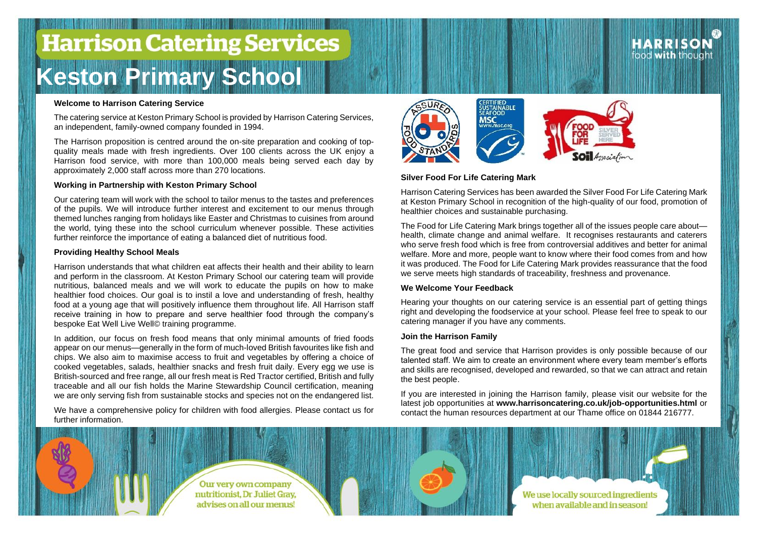# Harrison Catering Services

# Keston Primary School

HARRISON food with thought

### Welcome to Harrison Catering Service

The catering service at Keston Primary School is provided by Harrison Catering Services, an independent, family-owned company founded in 1994.

The Harrison proposition is centred around the on-site preparation and cooking of top-quality meals made with fresh ingredients. Over 100 clients across the UK enjoy a Harrison food service, with more than 100,000 meals being served each day by approximately 2,000 staff across more than 270 locations.

### Working in Partnership with Keston Primary School

Our catering team will work with the school to tailor menus to the tastes and preferences of the pupils. We will introduce further interest and excitement to our menus through themed lunches ranging from holidays like Easter and Christmas to cuisines from around the world, tying these into the school curriculum whenever possible. These activities further reinforce the importance of eating a balanced diet of nutritious food.

### Providing Healthy School Meals

Harrison understands that what children eat affects their health and their ability to learn and perform in the classroom. At Keston Primary School our catering team will provide nutritious, balanced meals and we will work to educate the pupils on how to make healthier food choices. Our goal is to instil a love and understanding of fresh, healthy food at a young age that will positively influence them throughout life. All Harrison staff receive training in how to prepare and serve healthier food through the company's bespoke Eat Well Live Well© training programme.

In addition, our focus on fresh food means that only minimal amounts of fried foods appear on our menus—generally in the form of much-loved British favourites like fish and chips. We also aim to maximise access to fruit and vegetables by offering a choice of cooked vegetables, salads, healthier snacks and fresh fruit daily. Every egg we use is British-sourced and free range, all our fresh meat is Red Tractor certified, British and fully traceable and all our fish holds the Marine Stewardship Council certification, meaning we are only serving fish from sustainable stocks and species not on the endangered list.

We have a comprehensive policy for children with food allergies. Please contact us for further information.

### Silver Food For Life Catering Mark

Harrison Catering Services has been awarded the Silver Food For Life Catering Mark at Keston Primary School in recognition of the high-quality of our food, promotion of healthier choices and sustainable purchasing.

The Food for Life Catering Mark brings together all of the issues people care about—health, climate change and animal welfare. It recognises restaurants and caterers who serve fresh food which is free from controversial additives and better for animal welfare. More and more, people want to know where their food comes from and how it was produced. The Food for Life Catering Mark provides reassurance that the food we serve meets high standards of traceability, freshness and provenance.

### We Welcome Your Feedback

Hearing your thoughts on our catering service is an essential part of getting things right and developing the foodservice at your school. Please feel free to speak to our catering manager if you have any comments.

### Join the Harrison Family

The great food and service that Harrison provides is only possible because of our talented staff. We aim to create an environment where every team member's efforts and skills are recognised, developed and rewarded, so that we can attract and retain the best people.

If you are interested in joining the Harrison family, please visit our website for the latest job opportunities at **www.harrisoncatering.co.uk/job-opportunities.html** or contact the human resources department at our Thame office on 01844 216777.

Our very own company nutritionist, Dr Juliet Gray, advises on all our menus!

We use locally sourced ingredients when available and in season!